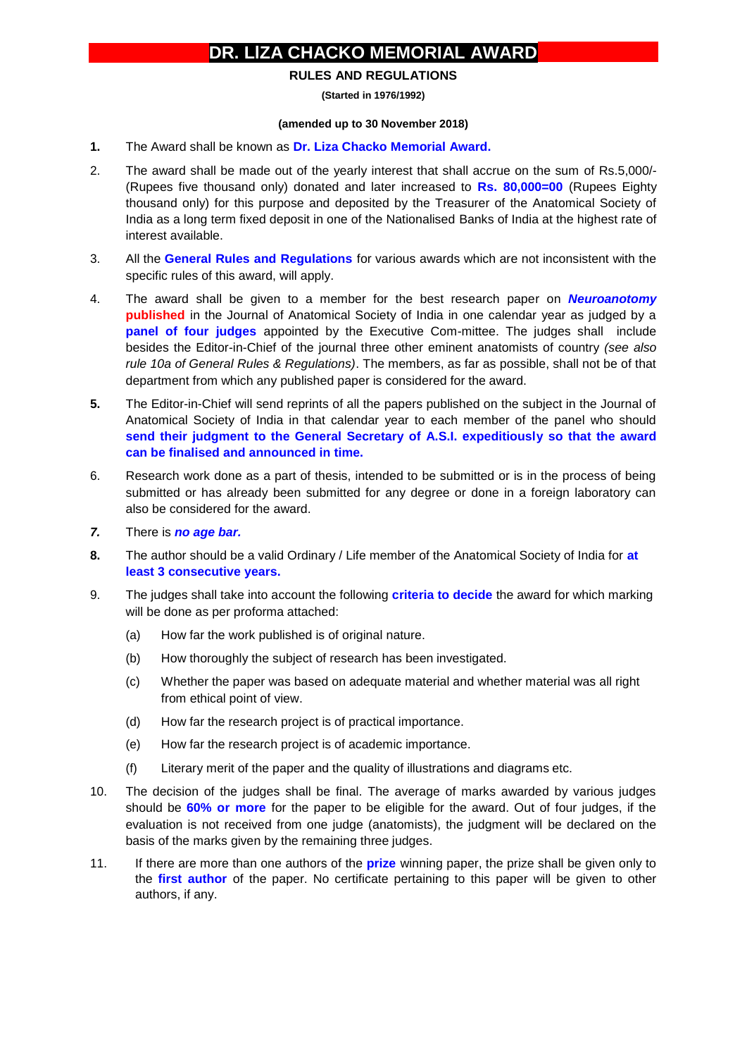# DR. LIZA CHACKO MEMORIAL AWARD

**RULES AND REGULATIONS**

**(Started in 1976/1992)**

**(amended up to 30 November 2018)**

**1.** The Award shall be known as **Dr. Liza Chacko Memorial Award.**

2. The award shall be made out of the yearly interest that shall accrue on the sum of Rs.5,000/- (Rupees five thousand only) donated and later increased to **Rs. 80,000=00** (Rupees Eighty thousand only) for this purpose and deposited by the Treasurer of the Anatomical Society of India as a long term fixed deposit in one of the Nationalised Banks of India at the highest rate of interest available.

3. All the **General Rules and Regulations** for various awards which are not inconsistent with the specific rules of this award, will apply.

4. The award shall be given to a member for the best research paper on ***Neuroanotomy*** **published** in the Journal of Anatomical Society of India in one calendar year as judged by a **panel of four judges** appointed by the Executive Com-mittee. The judges shall include besides the Editor-in-Chief of the journal three other eminent anatomists of country *(see also rule 10a of General Rules & Regulations)*. The members, as far as possible, shall not be of that department from which any published paper is considered for the award.

**5.** The Editor-in-Chief will send reprints of all the papers published on the subject in the Journal of Anatomical Society of India in that calendar year to each member of the panel who should **send their judgment to the General Secretary of A.S.I. expeditiously so that the award can be finalised and announced in time.**

6. Research work done as a part of thesis, intended to be submitted or is in the process of being submitted or has already been submitted for any degree or done in a foreign laboratory can also be considered for the award.

***7.*** There is ***no age bar.***

**8.** The author should be a valid Ordinary / Life member of the Anatomical Society of India for **at least 3 consecutive years.**

9. The judges shall take into account the following **criteria to decide** the award for which marking will be done as per proforma attached:

   (a) How far the work published is of original nature.

   (b) How thoroughly the subject of research has been investigated.

   (c) Whether the paper was based on adequate material and whether material was all right from ethical point of view.

   (d) How far the research project is of practical importance.

   (e) How far the research project is of academic importance.

   (f) Literary merit of the paper and the quality of illustrations and diagrams etc.

10. The decision of the judges shall be final. The average of marks awarded by various judges should be **60% or more** for the paper to be eligible for the award. Out of four judges, if the evaluation is not received from one judge (anatomists), the judgment will be declared on the basis of the marks given by the remaining three judges.

11. If there are more than one authors of the **prize** winning paper, the prize shall be given only to the **first author** of the paper. No certificate pertaining to this paper will be given to other authors, if any.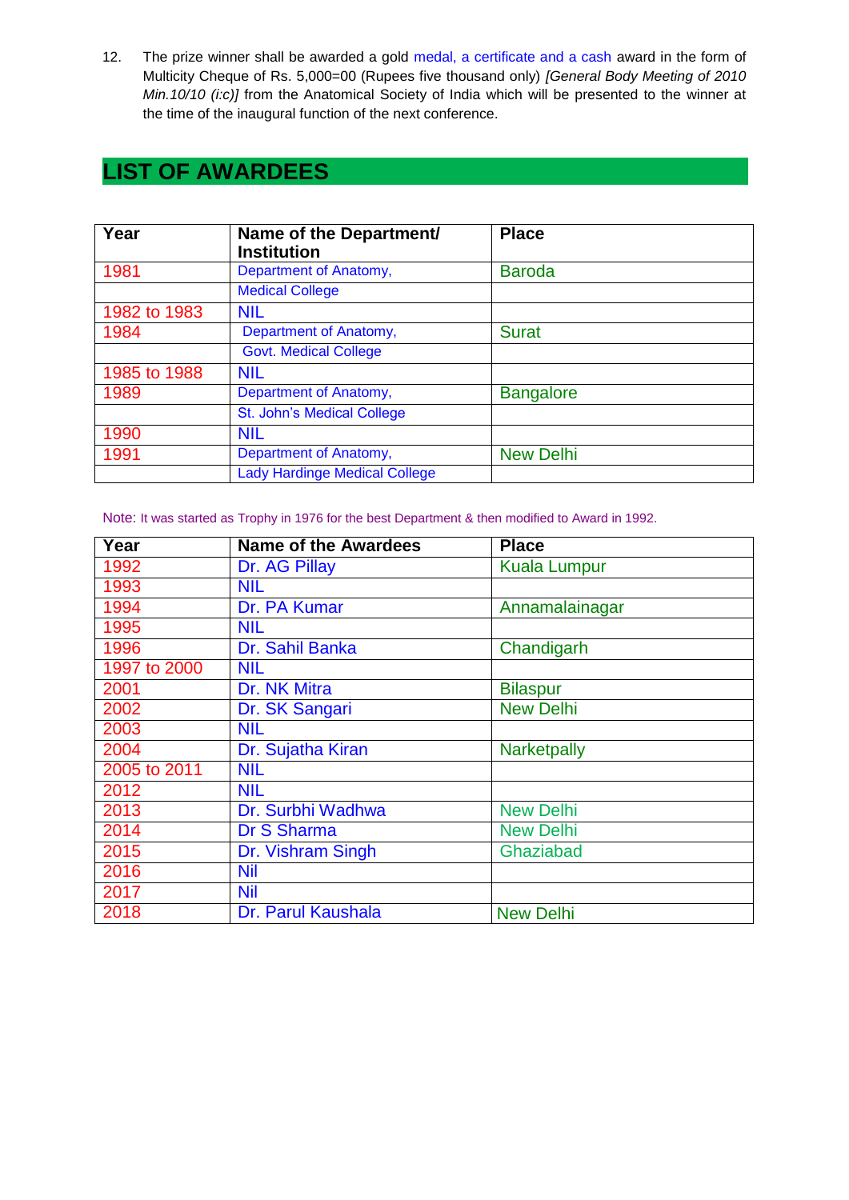12. The prize winner shall be awarded a gold medal, a certificate and a cash award in the form of Multicity Cheque of Rs. 5,000=00 (Rupees five thousand only) *[General Body Meeting of 2010 Min.10/10 (i:c)]* from the Anatomical Society of India which will be presented to the winner at the time of the inaugural function of the next conference.

## LIST OF AWARDEES

| Year | Name of the Department/ Institution | Place |
|---|---|---|
| 1981 | Department of Anatomy, | Baroda |
| | Medical College | |
| 1982 to 1983 | NIL | |
| 1984 | Department of Anatomy, | Surat |
| | Govt. Medical College | |
| 1985 to 1988 | NIL | |
| 1989 | Department of Anatomy, | Bangalore |
| | St. John's Medical College | |
| 1990 | NIL | |
| 1991 | Department of Anatomy, | New Delhi |
| | Lady Hardinge Medical College | |

Note: It was started as Trophy in 1976 for the best Department & then modified to Award in 1992.

| Year | Name of the Awardees | Place |
|---|---|---|
| 1992 | Dr. AG Pillay | Kuala Lumpur |
| 1993 | NIL | |
| 1994 | Dr. PA Kumar | Annamalainagar |
| 1995 | NIL | |
| 1996 | Dr. Sahil Banka | Chandigarh |
| 1997 to 2000 | NIL | |
| 2001 | Dr. NK Mitra | Bilaspur |
| 2002 | Dr. SK Sangari | New Delhi |
| 2003 | NIL | |
| 2004 | Dr. Sujatha Kiran | Narketpally |
| 2005 to 2011 | NIL | |
| 2012 | NIL | |
| 2013 | Dr. Surbhi Wadhwa | New Delhi |
| 2014 | Dr S Sharma | New Delhi |
| 2015 | Dr. Vishram Singh | Ghaziabad |
| 2016 | Nil | |
| 2017 | Nil | |
| 2018 | Dr. Parul Kaushala | New Delhi |